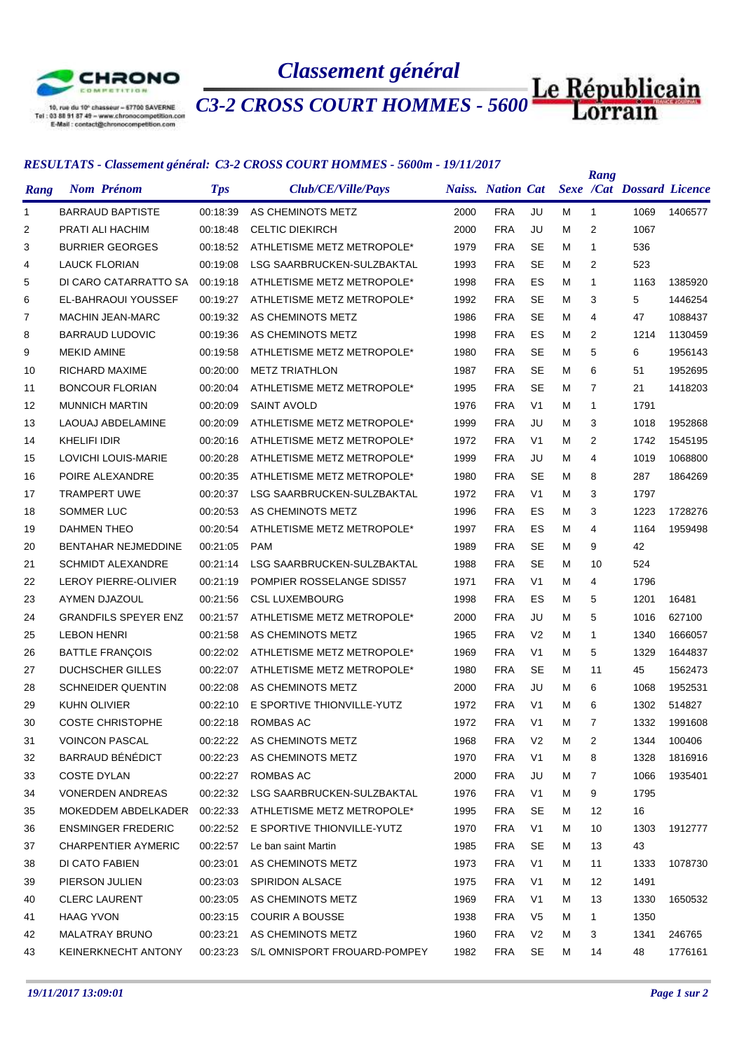# Classement général

## C3-2 CROSS COURT HOMMES - 5600

10, rue du 10e chasseur – 67700 SAVERNE
Tel : 03 88 91 87 49 – www.chronocompetition.com
E-Mail : contact@chronocompetition.com

### RESULTATS - Classement général: C3-2 CROSS COURT HOMMES - 5600m - 19/11/2017

| Rang | Nom Prénom | Tps | Club/CE/Ville/Pays | Naiss. | Nation | Cat | Sexe | Rang /Cat | Dossard | Licence |
|---|---|---|---|---|---|---|---|---|---|---|
| 1 | BARRAUD BAPTISTE | 00:18:39 | AS CHEMINOTS METZ | 2000 | FRA | JU | M | 1 | 1069 | 1406577 |
| 2 | PRATI ALI HACHIM | 00:18:48 | CELTIC DIEKIRCH | 2000 | FRA | JU | M | 2 | 1067 | |
| 3 | BURRIER GEORGES | 00:18:52 | ATHLETISME METZ METROPOLE* | 1979 | FRA | SE | M | 1 | 536 | |
| 4 | LAUCK FLORIAN | 00:19:08 | LSG SAARBRUCKEN-SULZBAKTAL | 1993 | FRA | SE | M | 2 | 523 | |
| 5 | DI CARO CATARRATTO SA | 00:19:18 | ATHLETISME METZ METROPOLE* | 1998 | FRA | ES | M | 1 | 1163 | 1385920 |
| 6 | EL-BAHRAOUI YOUSSEF | 00:19:27 | ATHLETISME METZ METROPOLE* | 1992 | FRA | SE | M | 3 | 5 | 1446254 |
| 7 | MACHIN JEAN-MARC | 00:19:32 | AS CHEMINOTS METZ | 1986 | FRA | SE | M | 4 | 47 | 1088437 |
| 8 | BARRAUD LUDOVIC | 00:19:36 | AS CHEMINOTS METZ | 1998 | FRA | ES | M | 2 | 1214 | 1130459 |
| 9 | MEKID AMINE | 00:19:58 | ATHLETISME METZ METROPOLE* | 1980 | FRA | SE | M | 5 | 6 | 1956143 |
| 10 | RICHARD MAXIME | 00:20:00 | METZ TRIATHLON | 1987 | FRA | SE | M | 6 | 51 | 1952695 |
| 11 | BONCOUR FLORIAN | 00:20:04 | ATHLETISME METZ METROPOLE* | 1995 | FRA | SE | M | 7 | 21 | 1418203 |
| 12 | MUNNICH MARTIN | 00:20:09 | SAINT AVOLD | 1976 | FRA | V1 | M | 1 | 1791 | |
| 13 | LAOUAJ ABDELAMINE | 00:20:09 | ATHLETISME METZ METROPOLE* | 1999 | FRA | JU | M | 3 | 1018 | 1952868 |
| 14 | KHELIFI IDIR | 00:20:16 | ATHLETISME METZ METROPOLE* | 1972 | FRA | V1 | M | 2 | 1742 | 1545195 |
| 15 | LOVICHI LOUIS-MARIE | 00:20:28 | ATHLETISME METZ METROPOLE* | 1999 | FRA | JU | M | 4 | 1019 | 1068800 |
| 16 | POIRE ALEXANDRE | 00:20:35 | ATHLETISME METZ METROPOLE* | 1980 | FRA | SE | M | 8 | 287 | 1864269 |
| 17 | TRAMPERT UWE | 00:20:37 | LSG SAARBRUCKEN-SULZBAKTAL | 1972 | FRA | V1 | M | 3 | 1797 | |
| 18 | SOMMER LUC | 00:20:53 | AS CHEMINOTS METZ | 1996 | FRA | ES | M | 3 | 1223 | 1728276 |
| 19 | DAHMEN THEO | 00:20:54 | ATHLETISME METZ METROPOLE* | 1997 | FRA | ES | M | 4 | 1164 | 1959498 |
| 20 | BENTAHAR NEJMEDDINE | 00:21:05 | PAM | 1989 | FRA | SE | M | 9 | 42 | |
| 21 | SCHMIDT ALEXANDRE | 00:21:14 | LSG SAARBRUCKEN-SULZBAKTAL | 1988 | FRA | SE | M | 10 | 524 | |
| 22 | LEROY PIERRE-OLIVIER | 00:21:19 | POMPIER ROSSELANGE SDIS57 | 1971 | FRA | V1 | M | 4 | 1796 | |
| 23 | AYMEN DJAZOUL | 00:21:56 | CSL LUXEMBOURG | 1998 | FRA | ES | M | 5 | 1201 | 16481 |
| 24 | GRANDFILS SPEYER ENZ | 00:21:57 | ATHLETISME METZ METROPOLE* | 2000 | FRA | JU | M | 5 | 1016 | 627100 |
| 25 | LEBON HENRI | 00:21:58 | AS CHEMINOTS METZ | 1965 | FRA | V2 | M | 1 | 1340 | 1666057 |
| 26 | BATTLE FRANÇOIS | 00:22:02 | ATHLETISME METZ METROPOLE* | 1969 | FRA | V1 | M | 5 | 1329 | 1644837 |
| 27 | DUCHSCHER GILLES | 00:22:07 | ATHLETISME METZ METROPOLE* | 1980 | FRA | SE | M | 11 | 45 | 1562473 |
| 28 | SCHNEIDER QUENTIN | 00:22:08 | AS CHEMINOTS METZ | 2000 | FRA | JU | M | 6 | 1068 | 1952531 |
| 29 | KUHN OLIVIER | 00:22:10 | E SPORTIVE THIONVILLE-YUTZ | 1972 | FRA | V1 | M | 6 | 1302 | 514827 |
| 30 | COSTE CHRISTOPHE | 00:22:18 | ROMBAS AC | 1972 | FRA | V1 | M | 7 | 1332 | 1991608 |
| 31 | VOINCON PASCAL | 00:22:22 | AS CHEMINOTS METZ | 1968 | FRA | V2 | M | 2 | 1344 | 100406 |
| 32 | BARRAUD BÉNÉDICT | 00:22:23 | AS CHEMINOTS METZ | 1970 | FRA | V1 | M | 8 | 1328 | 1816916 |
| 33 | COSTE DYLAN | 00:22:27 | ROMBAS AC | 2000 | FRA | JU | M | 7 | 1066 | 1935401 |
| 34 | VONERDEN ANDREAS | 00:22:32 | LSG SAARBRUCKEN-SULZBAKTAL | 1976 | FRA | V1 | M | 9 | 1795 | |
| 35 | MOKEDDEM ABDELKADER | 00:22:33 | ATHLETISME METZ METROPOLE* | 1995 | FRA | SE | M | 12 | 16 | |
| 36 | ENSMINGER FREDERIC | 00:22:52 | E SPORTIVE THIONVILLE-YUTZ | 1970 | FRA | V1 | M | 10 | 1303 | 1912777 |
| 37 | CHARPENTIER AYMERIC | 00:22:57 | Le ban saint Martin | 1985 | FRA | SE | M | 13 | 43 | |
| 38 | DI CATO FABIEN | 00:23:01 | AS CHEMINOTS METZ | 1973 | FRA | V1 | M | 11 | 1333 | 1078730 |
| 39 | PIERSON JULIEN | 00:23:03 | SPIRIDON ALSACE | 1975 | FRA | V1 | M | 12 | 1491 | |
| 40 | CLERC LAURENT | 00:23:05 | AS CHEMINOTS METZ | 1969 | FRA | V1 | M | 13 | 1330 | 1650532 |
| 41 | HAAG YVON | 00:23:15 | COURIR A BOUSSE | 1938 | FRA | V5 | M | 1 | 1350 | |
| 42 | MALATRAY BRUNO | 00:23:21 | AS CHEMINOTS METZ | 1960 | FRA | V2 | M | 3 | 1341 | 246765 |
| 43 | KEINERKNECHT ANTONY | 00:23:23 | S/L OMNISPORT FROUARD-POMPEY | 1982 | FRA | SE | M | 14 | 48 | 1776161 |

*19/11/2017 13:09:01*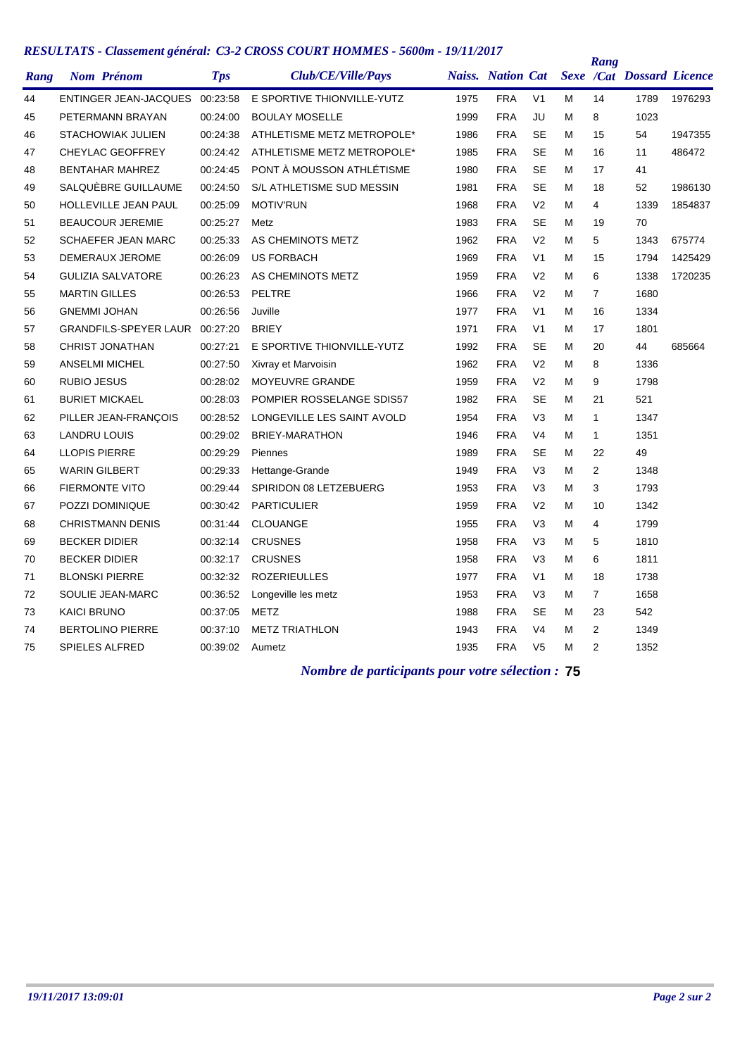## *RESULTATS - Classement général: C3-2 CROSS COURT HOMMES - 5600m - 19/11/2017*

| *Rang* | *Nom Prénom* | *Tps* | *Club/CE/Ville/Pays* | *Naiss.* | *Nation* | *Cat* | *Sexe* | *Rang /Cat* | *Dossard* | *Licence* |
|---|---|---|---|---|---|---|---|---|---|---|
| 44 | ENTINGER JEAN-JACQUES | 00:23:58 | E SPORTIVE THIONVILLE-YUTZ | 1975 | FRA | V1 | M | 14 | 1789 | 1976293 |
| 45 | PETERMANN BRAYAN | 00:24:00 | BOULAY MOSELLE | 1999 | FRA | JU | M | 8 | 1023 | |
| 46 | STACHOWIAK JULIEN | 00:24:38 | ATHLETISME METZ METROPOLE* | 1986 | FRA | SE | M | 15 | 54 | 1947355 |
| 47 | CHEYLAC GEOFFREY | 00:24:42 | ATHLETISME METZ METROPOLE* | 1985 | FRA | SE | M | 16 | 11 | 486472 |
| 48 | BENTAHAR MAHREZ | 00:24:45 | PONT À MOUSSON ATHLÉTISME | 1980 | FRA | SE | M | 17 | 41 | |
| 49 | SALQUÈBRE GUILLAUME | 00:24:50 | S/L ATHLETISME SUD MESSIN | 1981 | FRA | SE | M | 18 | 52 | 1986130 |
| 50 | HOLLEVILLE JEAN PAUL | 00:25:09 | MOTIV'RUN | 1968 | FRA | V2 | M | 4 | 1339 | 1854837 |
| 51 | BEAUCOUR JEREMIE | 00:25:27 | Metz | 1983 | FRA | SE | M | 19 | 70 | |
| 52 | SCHAEFER JEAN MARC | 00:25:33 | AS CHEMINOTS METZ | 1962 | FRA | V2 | M | 5 | 1343 | 675774 |
| 53 | DEMERAUX JEROME | 00:26:09 | US FORBACH | 1969 | FRA | V1 | M | 15 | 1794 | 1425429 |
| 54 | GULIZIA SALVATORE | 00:26:23 | AS CHEMINOTS METZ | 1959 | FRA | V2 | M | 6 | 1338 | 1720235 |
| 55 | MARTIN GILLES | 00:26:53 | PELTRE | 1966 | FRA | V2 | M | 7 | 1680 | |
| 56 | GNEMMI JOHAN | 00:26:56 | Juville | 1977 | FRA | V1 | M | 16 | 1334 | |
| 57 | GRANDFILS-SPEYER LAUR | 00:27:20 | BRIEY | 1971 | FRA | V1 | M | 17 | 1801 | |
| 58 | CHRIST JONATHAN | 00:27:21 | E SPORTIVE THIONVILLE-YUTZ | 1992 | FRA | SE | M | 20 | 44 | 685664 |
| 59 | ANSELMI MICHEL | 00:27:50 | Xivray et Marvoisin | 1962 | FRA | V2 | M | 8 | 1336 | |
| 60 | RUBIO JESUS | 00:28:02 | MOYEUVRE GRANDE | 1959 | FRA | V2 | M | 9 | 1798 | |
| 61 | BURIET MICKAEL | 00:28:03 | POMPIER ROSSELANGE SDIS57 | 1982 | FRA | SE | M | 21 | 521 | |
| 62 | PILLER JEAN-FRANÇOIS | 00:28:52 | LONGEVILLE LES SAINT AVOLD | 1954 | FRA | V3 | M | 1 | 1347 | |
| 63 | LANDRU LOUIS | 00:29:02 | BRIEY-MARATHON | 1946 | FRA | V4 | M | 1 | 1351 | |
| 64 | LLOPIS PIERRE | 00:29:29 | Piennes | 1989 | FRA | SE | M | 22 | 49 | |
| 65 | WARIN GILBERT | 00:29:33 | Hettange-Grande | 1949 | FRA | V3 | M | 2 | 1348 | |
| 66 | FIERMONTE VITO | 00:29:44 | SPIRIDON 08 LETZEBUERG | 1953 | FRA | V3 | M | 3 | 1793 | |
| 67 | POZZI DOMINIQUE | 00:30:42 | PARTICULIER | 1959 | FRA | V2 | M | 10 | 1342 | |
| 68 | CHRISTMANN DENIS | 00:31:44 | CLOUANGE | 1955 | FRA | V3 | M | 4 | 1799 | |
| 69 | BECKER DIDIER | 00:32:14 | CRUSNES | 1958 | FRA | V3 | M | 5 | 1810 | |
| 70 | BECKER DIDIER | 00:32:17 | CRUSNES | 1958 | FRA | V3 | M | 6 | 1811 | |
| 71 | BLONSKI PIERRE | 00:32:32 | ROZERIEULLES | 1977 | FRA | V1 | M | 18 | 1738 | |
| 72 | SOULIE JEAN-MARC | 00:36:52 | Longeville les metz | 1953 | FRA | V3 | M | 7 | 1658 | |
| 73 | KAICI BRUNO | 00:37:05 | METZ | 1988 | FRA | SE | M | 23 | 542 | |
| 74 | BERTOLINO PIERRE | 00:37:10 | METZ TRIATHLON | 1943 | FRA | V4 | M | 2 | 1349 | |
| 75 | SPIELES ALFRED | 00:39:02 | Aumetz | 1935 | FRA | V5 | M | 2 | 1352 | |

***Nombre de participants pour votre sélection :*** **75**

*19/11/2017 13:09:01*